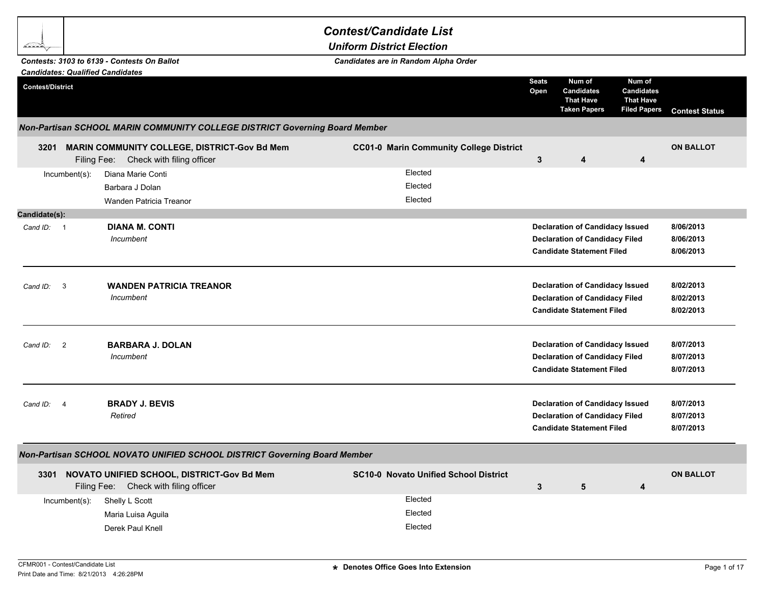# Contest/Candidate List

## Uniform District Election

***Contests: 3103 to 6139 - Contests On Ballot***
***Candidates: Qualified Candidates***

***Candidates are in Random Alpha Order***

| Contest/District | | Seats Open | Num of Candidates That Have Taken Papers | Num of Candidates That Have Filed Papers | Contest Status |
|---|---|---|---|---|---|

### *Non-Partisan SCHOOL MARIN COMMUNITY COLLEGE DISTRICT Governing Board Member*

| Contest/District | | Seats Open | Num of Candidates That Have Taken Papers | Num of Candidates That Have Filed Papers | Contest Status |
|---|---|---|---|---|---|
| **3201 MARIN COMMUNITY COLLEGE, DISTRICT-Gov Bd Mem** Filing Fee: Check with filing officer | **CC01-0 Marin Community College District** | **3** | **4** | **4** | **ON BALLOT** |

| Incumbent(s): | | |
|---|---|---|
| | Diana Marie Conti | Elected |
| | Barbara J Dolan | Elected |
| | Wanden Patricia Treanor | Elected |

**Candidate(s):**

| Cand ID | Candidate | Status | Date |
|---|---|---|---|
| 1 | **DIANA M. CONTI** *Incumbent* | **Declaration of Candidacy Issued** | **8/06/2013** |
| | | **Declaration of Candidacy Filed** | **8/06/2013** |
| | | **Candidate Statement Filed** | **8/06/2013** |
| 3 | **WANDEN PATRICIA TREANOR** *Incumbent* | **Declaration of Candidacy Issued** | **8/02/2013** |
| | | **Declaration of Candidacy Filed** | **8/02/2013** |
| | | **Candidate Statement Filed** | **8/02/2013** |
| 2 | **BARBARA J. DOLAN** *Incumbent* | **Declaration of Candidacy Issued** | **8/07/2013** |
| | | **Declaration of Candidacy Filed** | **8/07/2013** |
| | | **Candidate Statement Filed** | **8/07/2013** |
| 4 | **BRADY J. BEVIS** *Retired* | **Declaration of Candidacy Issued** | **8/07/2013** |
| | | **Declaration of Candidacy Filed** | **8/07/2013** |
| | | **Candidate Statement Filed** | **8/07/2013** |

### *Non-Partisan SCHOOL NOVATO UNIFIED SCHOOL DISTRICT Governing Board Member*

| Contest/District | | Seats Open | Num of Candidates That Have Taken Papers | Num of Candidates That Have Filed Papers | Contest Status |
|---|---|---|---|---|---|
| **3301 NOVATO UNIFIED SCHOOL, DISTRICT-Gov Bd Mem** Filing Fee: Check with filing officer | **SC10-0 Novato Unified School District** | **3** | **5** | **4** | **ON BALLOT** |

| Incumbent(s): | | |
|---|---|---|
| | Shelly L Scott | Elected |
| | Maria Luisa Aguila | Elected |
| | Derek Paul Knell | Elected |

CFMR001 - Contest/Candidate List
Print Date and Time: 8/21/2013 4:26:28PM

**\* Denotes Office Goes Into Extension**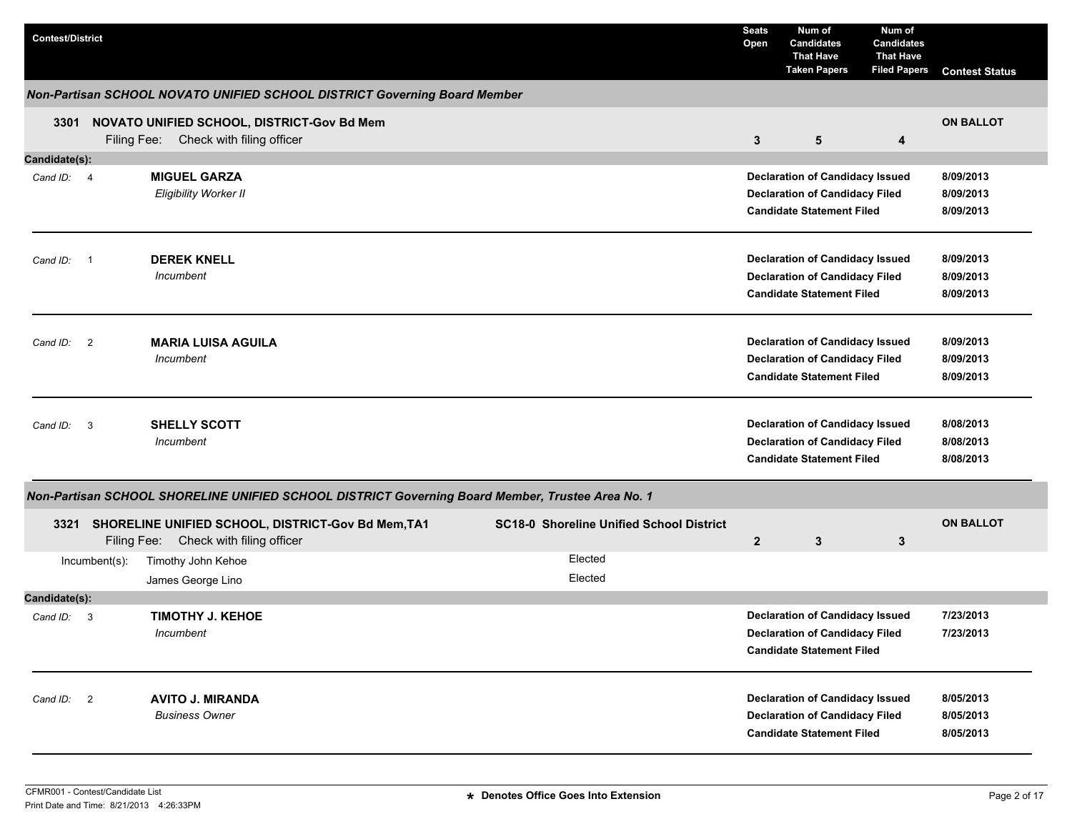| Contest/District | Seats Open | Num of Candidates That Have Taken Papers | Num of Candidates That Have Filed Papers | Contest Status |
|---|---|---|---|---|

### Non-Partisan SCHOOL NOVATO UNIFIED SCHOOL DISTRICT Governing Board Member

**3301 NOVATO UNIFIED SCHOOL, DISTRICT-Gov Bd Mem** — **ON BALLOT**

Filing Fee: Check with filing officer

| Seats Open | Num of Candidates That Have Taken Papers | Num of Candidates That Have Filed Papers |
|---|---|---|
| 3 | 5 | 4 |

**Candidate(s):**

| Cand ID | Candidate | Status | Date |
|---|---|---|---|
| 4 | **MIGUEL GARZA**<br>*Eligibility Worker II* | Declaration of Candidacy Issued<br>Declaration of Candidacy Filed<br>Candidate Statement Filed | 8/09/2013<br>8/09/2013<br>8/09/2013 |
| 1 | **DEREK KNELL**<br>*Incumbent* | Declaration of Candidacy Issued<br>Declaration of Candidacy Filed<br>Candidate Statement Filed | 8/09/2013<br>8/09/2013<br>8/09/2013 |
| 2 | **MARIA LUISA AGUILA**<br>*Incumbent* | Declaration of Candidacy Issued<br>Declaration of Candidacy Filed<br>Candidate Statement Filed | 8/09/2013<br>8/09/2013<br>8/09/2013 |
| 3 | **SHELLY SCOTT**<br>*Incumbent* | Declaration of Candidacy Issued<br>Declaration of Candidacy Filed<br>Candidate Statement Filed | 8/08/2013<br>8/08/2013<br>8/08/2013 |

### Non-Partisan SCHOOL SHORELINE UNIFIED SCHOOL DISTRICT Governing Board Member, Trustee Area No. 1

**3321 SHORELINE UNIFIED SCHOOL, DISTRICT-Gov Bd Mem,TA1** — **SC18-0 Shoreline Unified School District** — **ON BALLOT**

Filing Fee: Check with filing officer

| Seats Open | Num of Candidates That Have Taken Papers | Num of Candidates That Have Filed Papers |
|---|---|---|
| 2 | 3 | 3 |

Incumbent(s):

| Incumbent | |
|---|---|
| Timothy John Kehoe | Elected |
| James George Lino | Elected |

**Candidate(s):**

| Cand ID | Candidate | Status | Date |
|---|---|---|---|
| 3 | **TIMOTHY J. KEHOE**<br>*Incumbent* | Declaration of Candidacy Issued<br>Declaration of Candidacy Filed<br>Candidate Statement Filed | 7/23/2013<br>7/23/2013<br> |
| 2 | **AVITO J. MIRANDA**<br>*Business Owner* | Declaration of Candidacy Issued<br>Declaration of Candidacy Filed<br>Candidate Statement Filed | 8/05/2013<br>8/05/2013<br>8/05/2013 |

CFMR001 - Contest/Candidate List
Print Date and Time: 8/21/2013 4:26:33PM

**\* Denotes Office Goes Into Extension**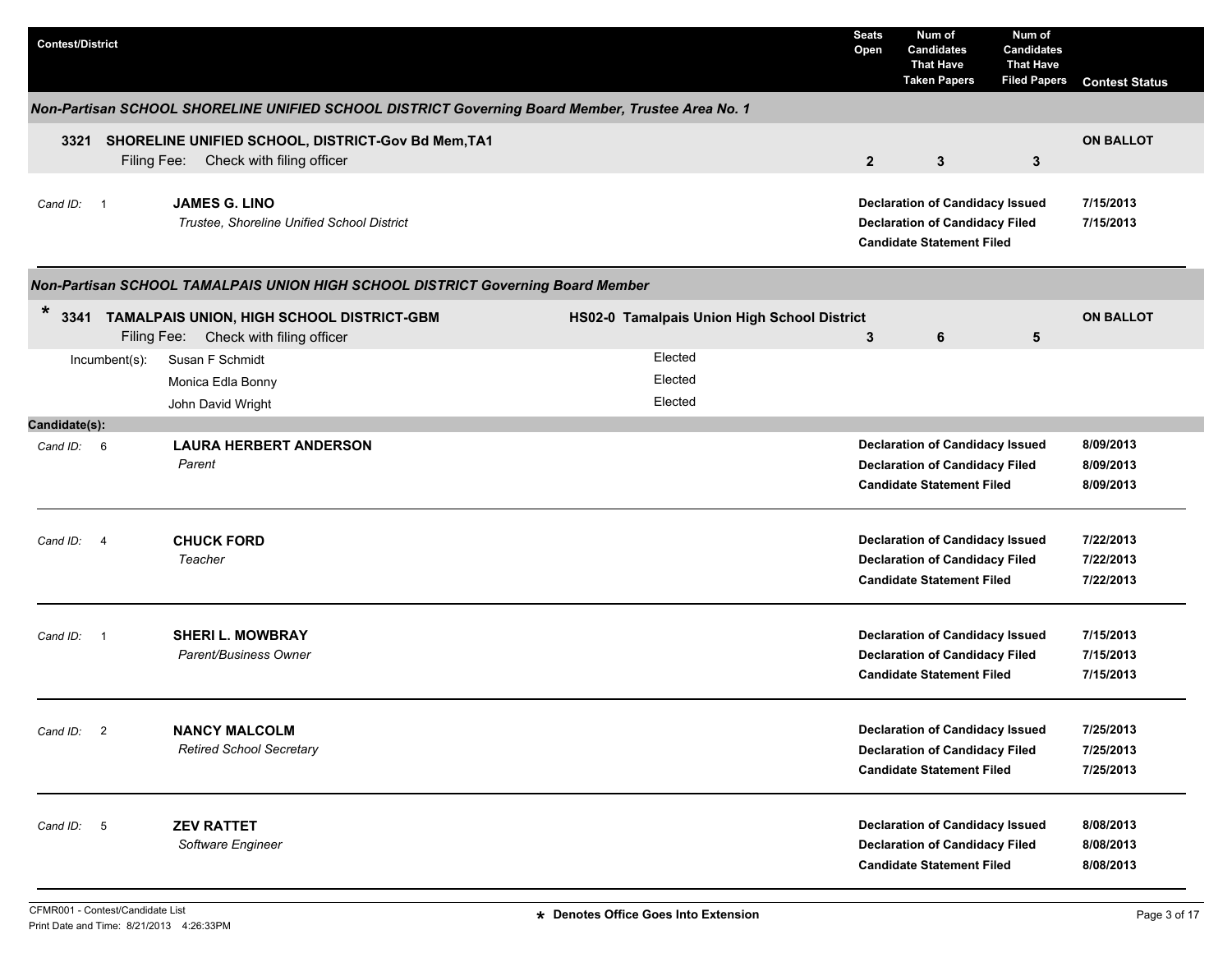| Contest/District | | Seats Open | Num of Candidates That Have Taken Papers | Num of Candidates That Have Filed Papers | Contest Status |
|---|---|---|---|---|---|

### Non-Partisan SCHOOL SHORELINE UNIFIED SCHOOL DISTRICT Governing Board Member, Trustee Area No. 1

| Contest | | Seats Open | Taken Papers | Filed Papers | Contest Status |
|---|---|---|---|---|---|
| **3321 SHORELINE UNIFIED SCHOOL, DISTRICT-Gov Bd Mem,TA1** Filing Fee: Check with filing officer | | **2** | **3** | **3** | **ON BALLOT** |

| Cand ID | Candidate | Status | Date |
|---|---|---|---|
| 1 | **JAMES G. LINO** *Trustee, Shoreline Unified School District* | **Declaration of Candidacy Issued** | **7/15/2013** |
| | | **Declaration of Candidacy Filed** | **7/15/2013** |
| | | **Candidate Statement Filed** | |

### Non-Partisan SCHOOL TAMALPAIS UNION HIGH SCHOOL DISTRICT Governing Board Member

| Contest | District | Seats Open | Taken Papers | Filed Papers | Contest Status |
|---|---|---|---|---|---|
| * **3341 TAMALPAIS UNION, HIGH SCHOOL DISTRICT-GBM** Filing Fee: Check with filing officer | **HS02-0 Tamalpais Union High School District** | **3** | **6** | **5** | **ON BALLOT** |

| Incumbent(s) | |
|---|---|
| Susan F Schmidt | Elected |
| Monica Edla Bonny | Elected |
| John David Wright | Elected |

**Candidate(s):**

| Cand ID | Candidate | Status | Date |
|---|---|---|---|
| 6 | **LAURA HERBERT ANDERSON** *Parent* | **Declaration of Candidacy Issued** | **8/09/2013** |
| | | **Declaration of Candidacy Filed** | **8/09/2013** |
| | | **Candidate Statement Filed** | **8/09/2013** |
| 4 | **CHUCK FORD** *Teacher* | **Declaration of Candidacy Issued** | **7/22/2013** |
| | | **Declaration of Candidacy Filed** | **7/22/2013** |
| | | **Candidate Statement Filed** | **7/22/2013** |
| 1 | **SHERI L. MOWBRAY** *Parent/Business Owner* | **Declaration of Candidacy Issued** | **7/15/2013** |
| | | **Declaration of Candidacy Filed** | **7/15/2013** |
| | | **Candidate Statement Filed** | **7/15/2013** |
| 2 | **NANCY MALCOLM** *Retired School Secretary* | **Declaration of Candidacy Issued** | **7/25/2013** |
| | | **Declaration of Candidacy Filed** | **7/25/2013** |
| | | **Candidate Statement Filed** | **7/25/2013** |
| 5 | **ZEV RATTET** *Software Engineer* | **Declaration of Candidacy Issued** | **8/08/2013** |
| | | **Declaration of Candidacy Filed** | **8/08/2013** |
| | | **Candidate Statement Filed** | **8/08/2013** |

CFMR001 - Contest/Candidate List
Print Date and Time: 8/21/2013 4:26:33PM

**\* Denotes Office Goes Into Extension**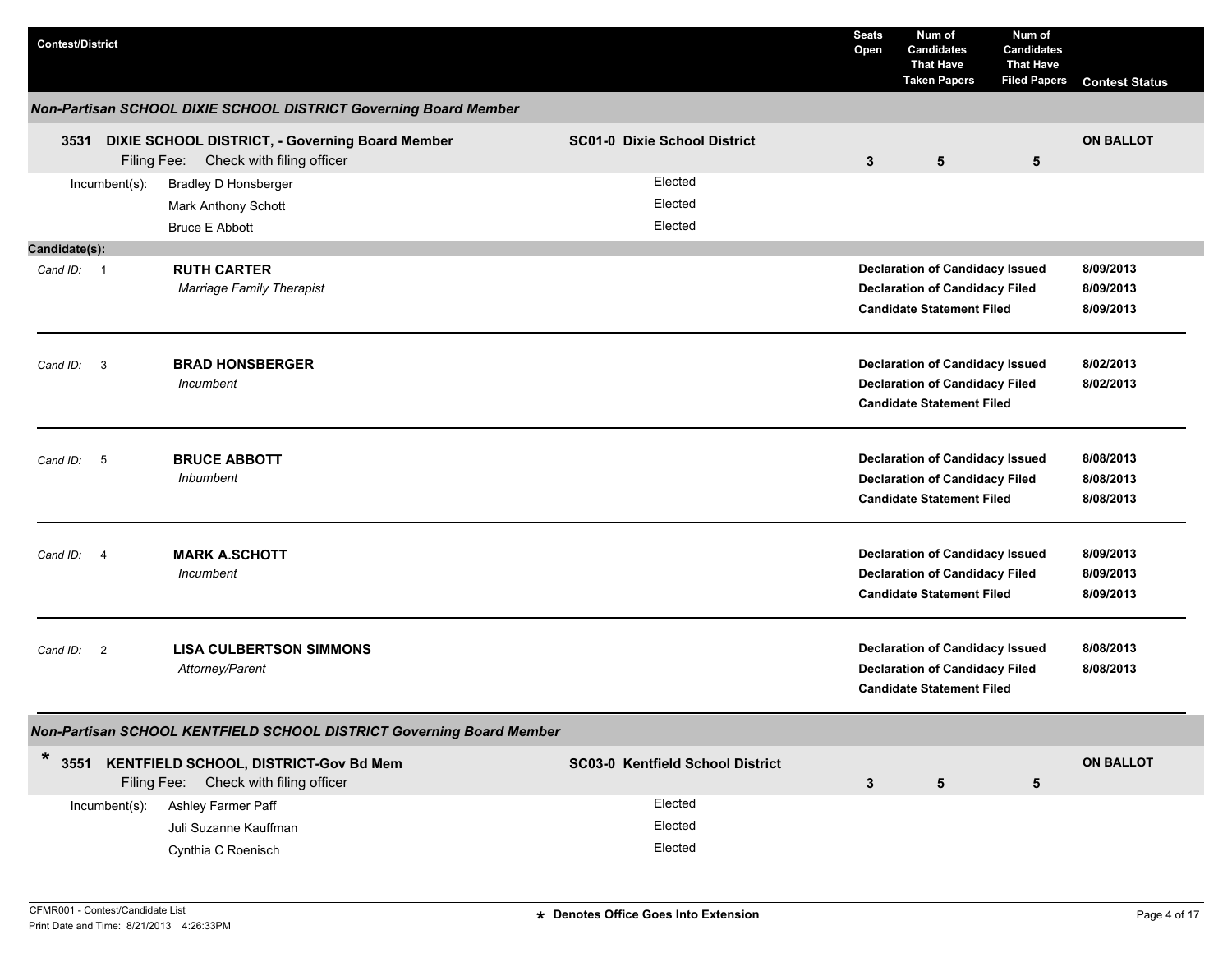| Contest/District | | Seats Open | Num of Candidates That Have Taken Papers | Num of Candidates That Have Filed Papers | Contest Status |
|---|---|---|---|---|---|

## Non-Partisan SCHOOL DIXIE SCHOOL DISTRICT Governing Board Member

**3531 DIXIE SCHOOL DISTRICT, - Governing Board Member** — **SC01-0 Dixie School District**

Filing Fee: Check with filing officer

| Seats Open | Num of Candidates That Have Taken Papers | Num of Candidates That Have Filed Papers | Contest Status |
|---|---|---|---|
| 3 | 5 | 5 | **ON BALLOT** |

Incumbent(s):

| Incumbent | Status |
|---|---|
| Bradley D Honsberger | Elected |
| Mark Anthony Schott | Elected |
| Bruce E Abbott | Elected |

**Candidate(s):**

| Cand ID | Candidate | Occupation | Action | Date |
|---|---|---|---|---|
| 1 | **RUTH CARTER** | *Marriage Family Therapist* | **Declaration of Candidacy Issued** | **8/09/2013** |
| | | | **Declaration of Candidacy Filed** | **8/09/2013** |
| | | | **Candidate Statement Filed** | **8/09/2013** |
| 3 | **BRAD HONSBERGER** | *Incumbent* | **Declaration of Candidacy Issued** | **8/02/2013** |
| | | | **Declaration of Candidacy Filed** | **8/02/2013** |
| | | | **Candidate Statement Filed** | |
| 5 | **BRUCE ABBOTT** | *Inbumbent* | **Declaration of Candidacy Issued** | **8/08/2013** |
| | | | **Declaration of Candidacy Filed** | **8/08/2013** |
| | | | **Candidate Statement Filed** | **8/08/2013** |
| 4 | **MARK A.SCHOTT** | *Incumbent* | **Declaration of Candidacy Issued** | **8/09/2013** |
| | | | **Declaration of Candidacy Filed** | **8/09/2013** |
| | | | **Candidate Statement Filed** | **8/09/2013** |
| 2 | **LISA CULBERTSON SIMMONS** | *Attorney/Parent* | **Declaration of Candidacy Issued** | **8/08/2013** |
| | | | **Declaration of Candidacy Filed** | **8/08/2013** |
| | | | **Candidate Statement Filed** | |

## Non-Partisan SCHOOL KENTFIELD SCHOOL DISTRICT Governing Board Member

\* **3551 KENTFIELD SCHOOL, DISTRICT-Gov Bd Mem** — **SC03-0 Kentfield School District**

Filing Fee: Check with filing officer

| Seats Open | Num of Candidates That Have Taken Papers | Num of Candidates That Have Filed Papers | Contest Status |
|---|---|---|---|
| 3 | 5 | 5 | **ON BALLOT** |

Incumbent(s):

| Incumbent | Status |
|---|---|
| Ashley Farmer Paff | Elected |
| Juli Suzanne Kauffman | Elected |
| Cynthia C Roenisch | Elected |

CFMR001 - Contest/Candidate List
Print Date and Time: 8/21/2013 4:26:33PM

**\* Denotes Office Goes Into Extension**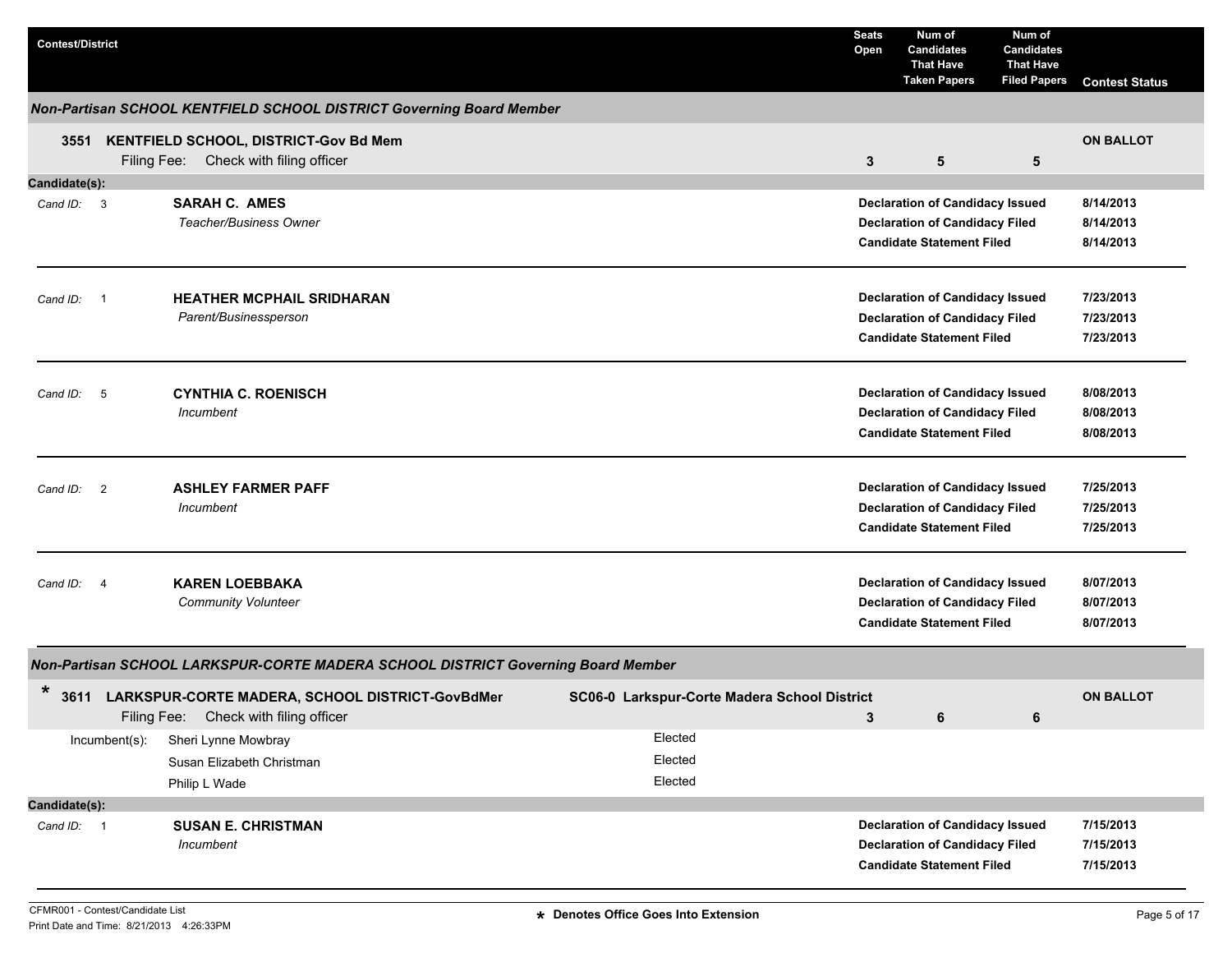| Contest/District | | Seats Open | Num of Candidates That Have Taken Papers | Num of Candidates That Have Filed Papers | Contest Status |
|---|---|---|---|---|---|

### Non-Partisan SCHOOL KENTFIELD SCHOOL DISTRICT Governing Board Member

| | | Seats Open | Taken Papers | Filed Papers | Contest Status |
|---|---|---|---|---|---|
| **3551 KENTFIELD SCHOOL, DISTRICT-Gov Bd Mem** | Filing Fee: Check with filing officer | **3** | **5** | **5** | **ON BALLOT** |

**Candidate(s):**

| Cand ID | Candidate | Status | Date |
|---|---|---|---|
| 3 | **SARAH C. AMES** *Teacher/Business Owner* | **Declaration of Candidacy Issued** | **8/14/2013** |
| | | **Declaration of Candidacy Filed** | **8/14/2013** |
| | | **Candidate Statement Filed** | **8/14/2013** |
| 1 | **HEATHER MCPHAIL SRIDHARAN** *Parent/Businessperson* | **Declaration of Candidacy Issued** | **7/23/2013** |
| | | **Declaration of Candidacy Filed** | **7/23/2013** |
| | | **Candidate Statement Filed** | **7/23/2013** |
| 5 | **CYNTHIA C. ROENISCH** *Incumbent* | **Declaration of Candidacy Issued** | **8/08/2013** |
| | | **Declaration of Candidacy Filed** | **8/08/2013** |
| | | **Candidate Statement Filed** | **8/08/2013** |
| 2 | **ASHLEY FARMER PAFF** *Incumbent* | **Declaration of Candidacy Issued** | **7/25/2013** |
| | | **Declaration of Candidacy Filed** | **7/25/2013** |
| | | **Candidate Statement Filed** | **7/25/2013** |
| 4 | **KAREN LOEBBAKA** *Community Volunteer* | **Declaration of Candidacy Issued** | **8/07/2013** |
| | | **Declaration of Candidacy Filed** | **8/07/2013** |
| | | **Candidate Statement Filed** | **8/07/2013** |

### Non-Partisan SCHOOL LARKSPUR-CORTE MADERA SCHOOL DISTRICT Governing Board Member

| | | | Seats Open | Taken Papers | Filed Papers | Contest Status |
|---|---|---|---|---|---|---|
| * **3611 LARKSPUR-CORTE MADERA, SCHOOL DISTRICT-GovBdMer** | Filing Fee: Check with filing officer | **SC06-0 Larkspur-Corte Madera School District** | **3** | **6** | **6** | **ON BALLOT** |

| Incumbent(s): | |
|---|---|
| Sheri Lynne Mowbray | Elected |
| Susan Elizabeth Christman | Elected |
| Philip L Wade | Elected |

**Candidate(s):**

| Cand ID | Candidate | Status | Date |
|---|---|---|---|
| 1 | **SUSAN E. CHRISTMAN** *Incumbent* | **Declaration of Candidacy Issued** | **7/15/2013** |
| | | **Declaration of Candidacy Filed** | **7/15/2013** |
| | | **Candidate Statement Filed** | **7/15/2013** |

CFMR001 - Contest/Candidate List
Print Date and Time: 8/21/2013 4:26:33PM

* Denotes Office Goes Into Extension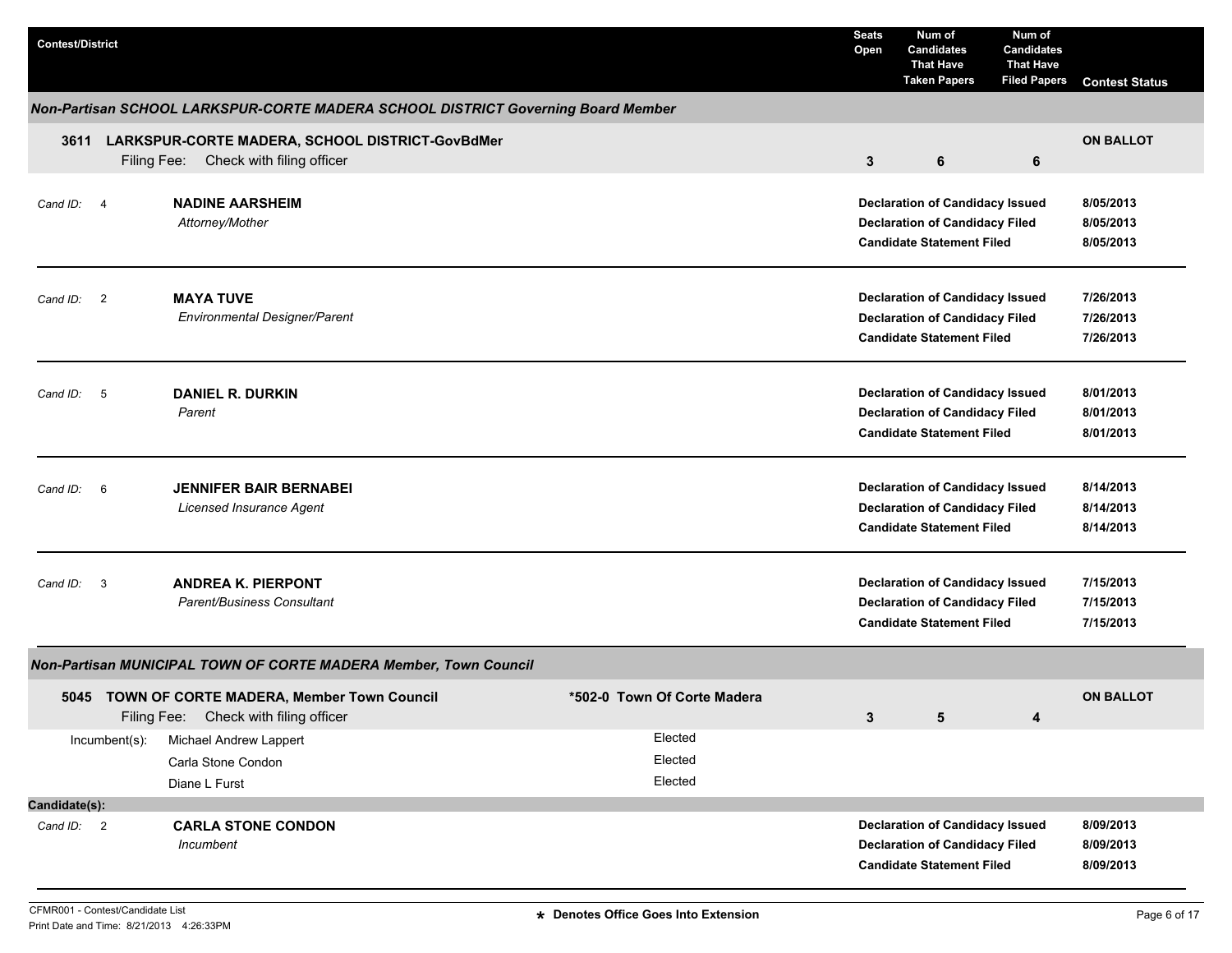| Contest/District | Seats Open | Num of Candidates That Have Taken Papers | Num of Candidates That Have Filed Papers | Contest Status |
|---|---|---|---|---|

## Non-Partisan SCHOOL LARKSPUR-CORTE MADERA SCHOOL DISTRICT Governing Board Member

| Contest/District | Seats Open | Num of Candidates That Have Taken Papers | Num of Candidates That Have Filed Papers | Contest Status |
|---|---|---|---|---|
| **3611 LARKSPUR-CORTE MADERA, SCHOOL DISTRICT-GovBdMer** Filing Fee: Check with filing officer | 3 | 6 | 6 | ON BALLOT |

| Cand ID | Candidate | Status | Date |
|---|---|---|---|
| 4 | **NADINE AARSHEIM** *Attorney/Mother* | Declaration of Candidacy Issued | 8/05/2013 |
| | | Declaration of Candidacy Filed | 8/05/2013 |
| | | Candidate Statement Filed | 8/05/2013 |
| 2 | **MAYA TUVE** *Environmental Designer/Parent* | Declaration of Candidacy Issued | 7/26/2013 |
| | | Declaration of Candidacy Filed | 7/26/2013 |
| | | Candidate Statement Filed | 7/26/2013 |
| 5 | **DANIEL R. DURKIN** *Parent* | Declaration of Candidacy Issued | 8/01/2013 |
| | | Declaration of Candidacy Filed | 8/01/2013 |
| | | Candidate Statement Filed | 8/01/2013 |
| 6 | **JENNIFER BAIR BERNABEI** *Licensed Insurance Agent* | Declaration of Candidacy Issued | 8/14/2013 |
| | | Declaration of Candidacy Filed | 8/14/2013 |
| | | Candidate Statement Filed | 8/14/2013 |
| 3 | **ANDREA K. PIERPONT** *Parent/Business Consultant* | Declaration of Candidacy Issued | 7/15/2013 |
| | | Declaration of Candidacy Filed | 7/15/2013 |
| | | Candidate Statement Filed | 7/15/2013 |

## Non-Partisan MUNICIPAL TOWN OF CORTE MADERA Member, Town Council

| Contest/District | | Seats Open | Num of Candidates That Have Taken Papers | Num of Candidates That Have Filed Papers | Contest Status |
|---|---|---|---|---|---|
| **5045 TOWN OF CORTE MADERA, Member Town Council** Filing Fee: Check with filing officer | *502-0 Town Of Corte Madera | 3 | 5 | 4 | ON BALLOT |

| Incumbent(s) | |
|---|---|
| Michael Andrew Lappert | Elected |
| Carla Stone Condon | Elected |
| Diane L Furst | Elected |

**Candidate(s):**

| Cand ID | Candidate | Status | Date |
|---|---|---|---|
| 2 | **CARLA STONE CONDON** *Incumbent* | Declaration of Candidacy Issued | 8/09/2013 |
| | | Declaration of Candidacy Filed | 8/09/2013 |
| | | Candidate Statement Filed | 8/09/2013 |

CFMR001 - Contest/Candidate List
Print Date and Time: 8/21/2013 4:26:33PM

* Denotes Office Goes Into Extension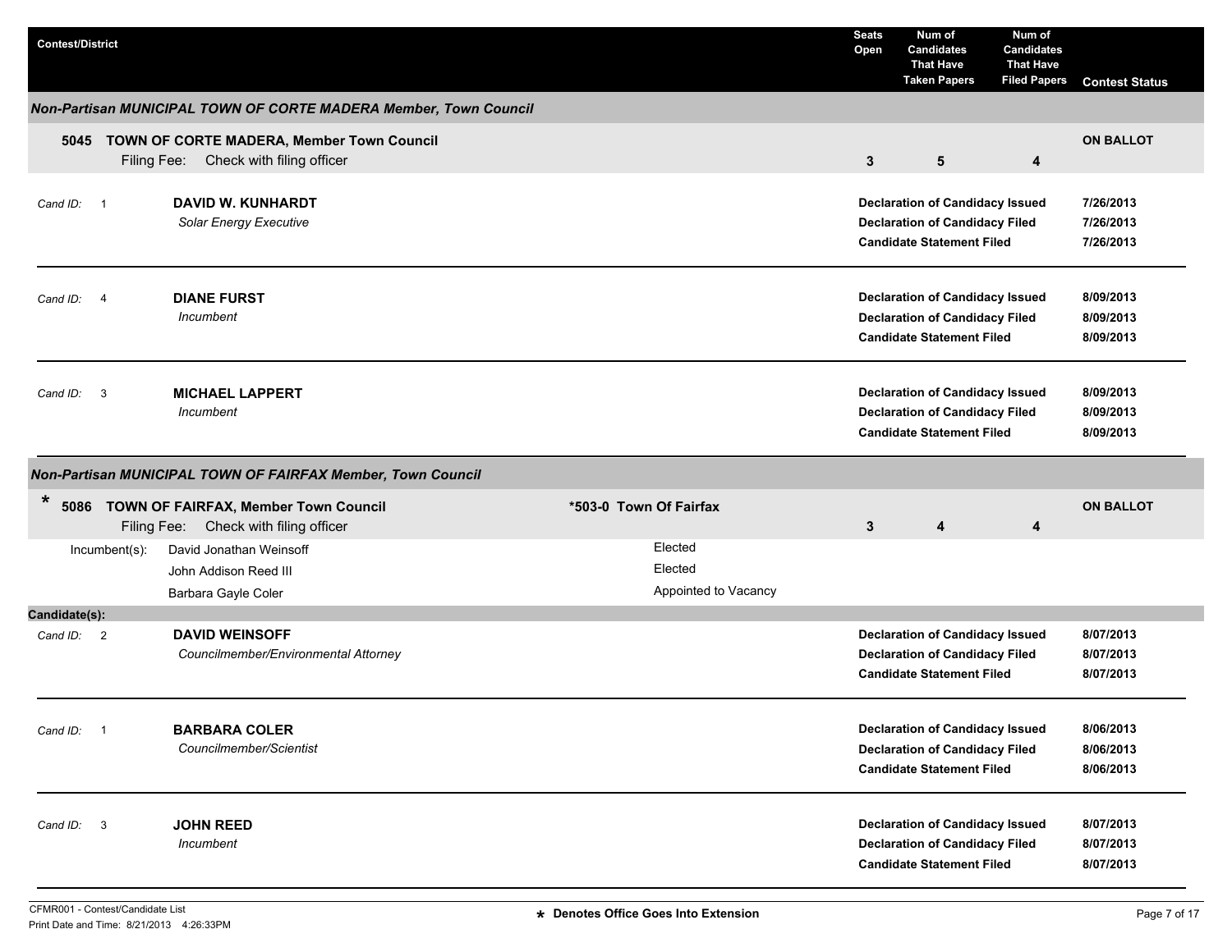| Contest/District | | Seats Open | Num of Candidates That Have Taken Papers | Num of Candidates That Have Filed Papers | Contest Status |
|---|---|---|---|---|---|

## Non-Partisan MUNICIPAL TOWN OF CORTE MADERA Member, Town Council

**5045 TOWN OF CORTE MADERA, Member Town Council** — **ON BALLOT**
Filing Fee: Check with filing officer

| Seats Open | Num of Candidates That Have Taken Papers | Num of Candidates That Have Filed Papers |
|---|---|---|
| 3 | 5 | 4 |

| Cand ID | Candidate | Status | Date |
|---|---|---|---|
| 1 | **DAVID W. KUNHARDT**<br>*Solar Energy Executive* | Declaration of Candidacy Issued | 7/26/2013 |
| | | Declaration of Candidacy Filed | 7/26/2013 |
| | | Candidate Statement Filed | 7/26/2013 |
| 4 | **DIANE FURST**<br>*Incumbent* | Declaration of Candidacy Issued | 8/09/2013 |
| | | Declaration of Candidacy Filed | 8/09/2013 |
| | | Candidate Statement Filed | 8/09/2013 |
| 3 | **MICHAEL LAPPERT**<br>*Incumbent* | Declaration of Candidacy Issued | 8/09/2013 |
| | | Declaration of Candidacy Filed | 8/09/2013 |
| | | Candidate Statement Filed | 8/09/2013 |

## Non-Partisan MUNICIPAL TOWN OF FAIRFAX Member, Town Council

**\* 5086 TOWN OF FAIRFAX, Member Town Council** — *503-0 Town Of Fairfax — **ON BALLOT**
Filing Fee: Check with filing officer

| Seats Open | Num of Candidates That Have Taken Papers | Num of Candidates That Have Filed Papers |
|---|---|---|
| 3 | 4 | 4 |

Incumbent(s):

| Incumbent | Status |
|---|---|
| David Jonathan Weinsoff | Elected |
| John Addison Reed III | Elected |
| Barbara Gayle Coler | Appointed to Vacancy |

**Candidate(s):**

| Cand ID | Candidate | Status | Date |
|---|---|---|---|
| 2 | **DAVID WEINSOFF**<br>*Councilmember/Environmental Attorney* | Declaration of Candidacy Issued | 8/07/2013 |
| | | Declaration of Candidacy Filed | 8/07/2013 |
| | | Candidate Statement Filed | 8/07/2013 |
| 1 | **BARBARA COLER**<br>*Councilmember/Scientist* | Declaration of Candidacy Issued | 8/06/2013 |
| | | Declaration of Candidacy Filed | 8/06/2013 |
| | | Candidate Statement Filed | 8/06/2013 |
| 3 | **JOHN REED**<br>*Incumbent* | Declaration of Candidacy Issued | 8/07/2013 |
| | | Declaration of Candidacy Filed | 8/07/2013 |
| | | Candidate Statement Filed | 8/07/2013 |

\* Denotes Office Goes Into Extension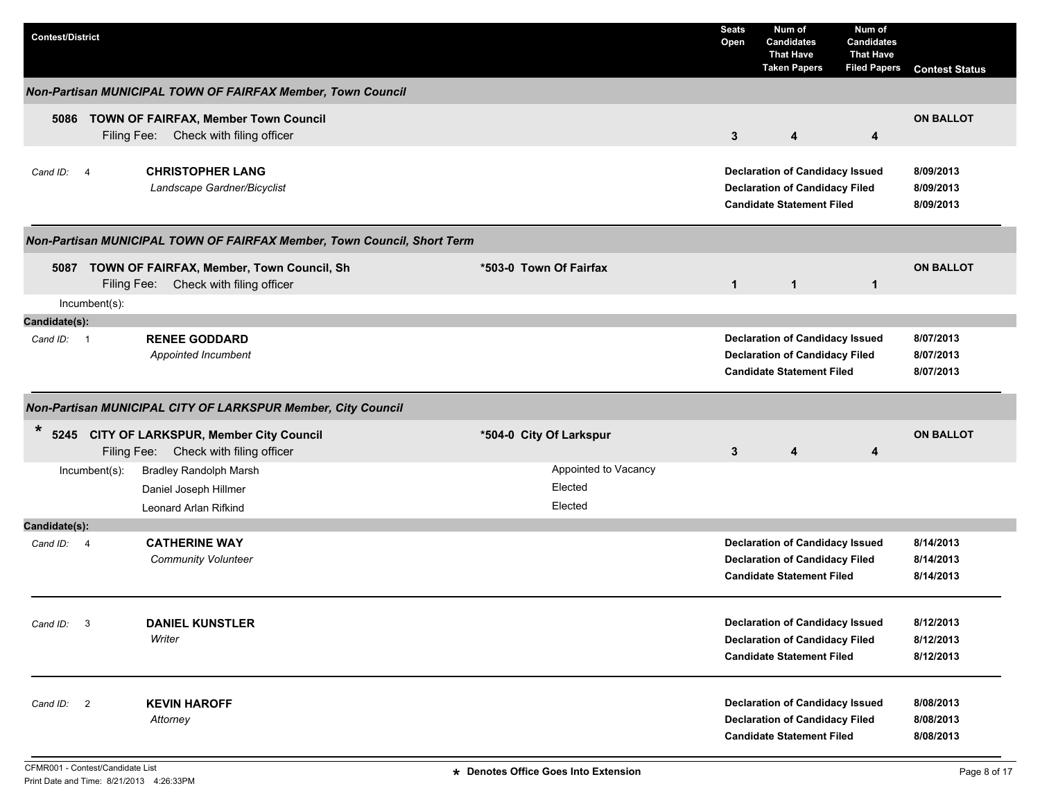| Contest/District | | Seats Open | Num of Candidates That Have Taken Papers | Num of Candidates That Have Filed Papers | Contest Status |
|---|---|---|---|---|---|

### *Non-Partisan MUNICIPAL TOWN OF FAIRFAX Member, Town Council*

**5086 TOWN OF FAIRFAX, Member Town Council**
Filing Fee: Check with filing officer

| Seats Open | Num of Candidates That Have Taken Papers | Num of Candidates That Have Filed Papers | Contest Status |
|---|---|---|---|
| 3 | 4 | 4 | ON BALLOT |

Cand ID: 4 — **CHRISTOPHER LANG**
*Landscape Gardner/Bicyclist*

| | |
|---|---|
| **Declaration of Candidacy Issued** | 8/09/2013 |
| **Declaration of Candidacy Filed** | 8/09/2013 |
| **Candidate Statement Filed** | 8/09/2013 |

### *Non-Partisan MUNICIPAL TOWN OF FAIRFAX Member, Town Council, Short Term*

**5087 TOWN OF FAIRFAX, Member, Town Council, Sh** — **\*503-0 Town Of Fairfax**
Filing Fee: Check with filing officer

| Seats Open | Num of Candidates That Have Taken Papers | Num of Candidates That Have Filed Papers | Contest Status |
|---|---|---|---|
| 1 | 1 | 1 | ON BALLOT |

Incumbent(s):

**Candidate(s):**

Cand ID: 1 — **RENEE GODDARD**
*Appointed Incumbent*

| | |
|---|---|
| **Declaration of Candidacy Issued** | 8/07/2013 |
| **Declaration of Candidacy Filed** | 8/07/2013 |
| **Candidate Statement Filed** | 8/07/2013 |

### *Non-Partisan MUNICIPAL CITY OF LARKSPUR Member, City Council*

\* **5245 CITY OF LARKSPUR, Member City Council** — **\*504-0 City Of Larkspur**
Filing Fee: Check with filing officer

| Seats Open | Num of Candidates That Have Taken Papers | Num of Candidates That Have Filed Papers | Contest Status |
|---|---|---|---|
| 3 | 4 | 4 | ON BALLOT |

Incumbent(s):

| Incumbent | Status |
|---|---|
| Bradley Randolph Marsh | Appointed to Vacancy |
| Daniel Joseph Hillmer | Elected |
| Leonard Arlan Rifkind | Elected |

**Candidate(s):**

Cand ID: 4 — **CATHERINE WAY**
*Community Volunteer*

| | |
|---|---|
| **Declaration of Candidacy Issued** | 8/14/2013 |
| **Declaration of Candidacy Filed** | 8/14/2013 |
| **Candidate Statement Filed** | 8/14/2013 |

Cand ID: 3 — **DANIEL KUNSTLER**
*Writer*

| | |
|---|---|
| **Declaration of Candidacy Issued** | 8/12/2013 |
| **Declaration of Candidacy Filed** | 8/12/2013 |
| **Candidate Statement Filed** | 8/12/2013 |

Cand ID: 2 — **KEVIN HAROFF**
*Attorney*

| | |
|---|---|
| **Declaration of Candidacy Issued** | 8/08/2013 |
| **Declaration of Candidacy Filed** | 8/08/2013 |
| **Candidate Statement Filed** | 8/08/2013 |

\* Denotes Office Goes Into Extension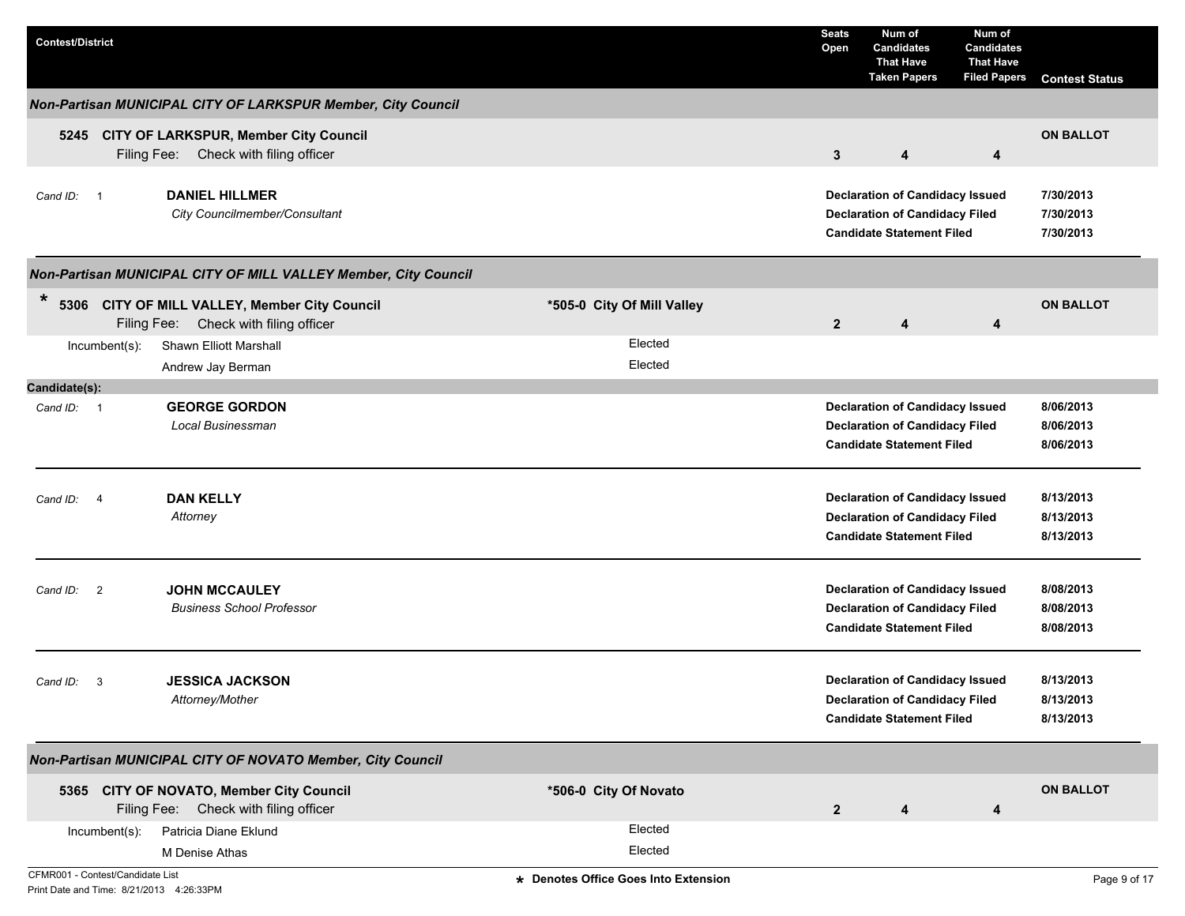| Contest/District | | Seats Open | Num of Candidates That Have Taken Papers | Num of Candidates That Have Filed Papers | Contest Status |
|---|---|---|---|---|---|

### *Non-Partisan MUNICIPAL CITY OF LARKSPUR Member, City Council*

**5245 CITY OF LARKSPUR, Member City Council**
Filing Fee: Check with filing officer

| Seats Open | Num of Candidates That Have Taken Papers | Num of Candidates That Have Filed Papers | Contest Status |
|---|---|---|---|
| 3 | 4 | 4 | ON BALLOT |

*Cand ID:* 1 **DANIEL HILLMER**
*City Councilmember/Consultant*

| | |
|---|---|
| **Declaration of Candidacy Issued** | **7/30/2013** |
| **Declaration of Candidacy Filed** | **7/30/2013** |
| **Candidate Statement Filed** | **7/30/2013** |

---

### *Non-Partisan MUNICIPAL CITY OF MILL VALLEY Member, City Council*

**\* 5306 CITY OF MILL VALLEY, Member City Council** — **\*505-0 City Of Mill Valley**
Filing Fee: Check with filing officer

| Seats Open | Num of Candidates That Have Taken Papers | Num of Candidates That Have Filed Papers | Contest Status |
|---|---|---|---|
| 2 | 4 | 4 | ON BALLOT |

Incumbent(s):
- Shawn Elliott Marshall — Elected
- Andrew Jay Berman — Elected

**Candidate(s):**

*Cand ID:* 1 **GEORGE GORDON**
*Local Businessman*

| | |
|---|---|
| **Declaration of Candidacy Issued** | **8/06/2013** |
| **Declaration of Candidacy Filed** | **8/06/2013** |
| **Candidate Statement Filed** | **8/06/2013** |

---

*Cand ID:* 4 **DAN KELLY**
*Attorney*

| | |
|---|---|
| **Declaration of Candidacy Issued** | **8/13/2013** |
| **Declaration of Candidacy Filed** | **8/13/2013** |
| **Candidate Statement Filed** | **8/13/2013** |

---

*Cand ID:* 2 **JOHN MCCAULEY**
*Business School Professor*

| | |
|---|---|
| **Declaration of Candidacy Issued** | **8/08/2013** |
| **Declaration of Candidacy Filed** | **8/08/2013** |
| **Candidate Statement Filed** | **8/08/2013** |

---

*Cand ID:* 3 **JESSICA JACKSON**
*Attorney/Mother*

| | |
|---|---|
| **Declaration of Candidacy Issued** | **8/13/2013** |
| **Declaration of Candidacy Filed** | **8/13/2013** |
| **Candidate Statement Filed** | **8/13/2013** |

---

### *Non-Partisan MUNICIPAL CITY OF NOVATO Member, City Council*

**5365 CITY OF NOVATO, Member City Council** — **\*506-0 City Of Novato**
Filing Fee: Check with filing officer

| Seats Open | Num of Candidates That Have Taken Papers | Num of Candidates That Have Filed Papers | Contest Status |
|---|---|---|---|
| 2 | 4 | 4 | ON BALLOT |

Incumbent(s):
- Patricia Diane Eklund — Elected
- M Denise Athas — Elected

CFMR001 - Contest/Candidate List
Print Date and Time: 8/21/2013 4:26:33PM

**\* Denotes Office Goes Into Extension**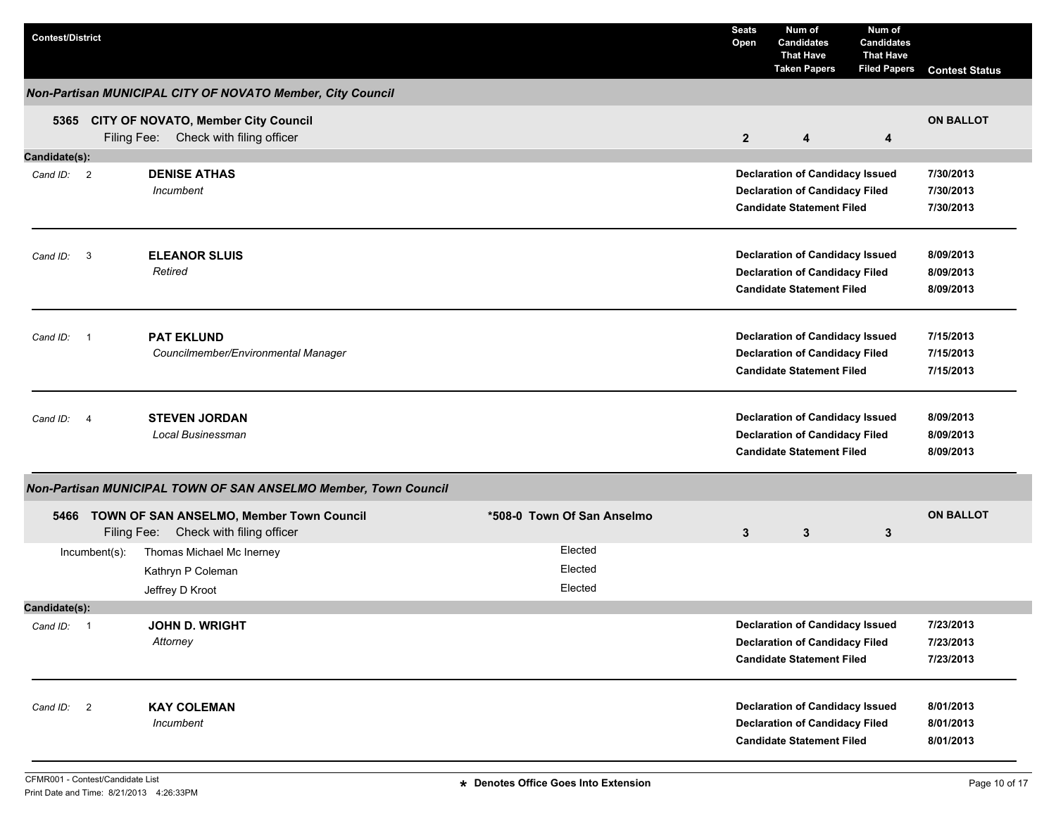| Contest/District | Seats Open | Num of Candidates That Have Taken Papers | Num of Candidates That Have Filed Papers | Contest Status |
|---|---|---|---|---|

## Non-Partisan MUNICIPAL CITY OF NOVATO Member, City Council

**5365 CITY OF NOVATO, Member City Council**
Filing Fee: Check with filing officer

| Seats Open | Num of Candidates That Have Taken Papers | Num of Candidates That Have Filed Papers | Contest Status |
|---|---|---|---|
| 2 | 4 | 4 | ON BALLOT |

**Candidate(s):**

Cand ID: 2 — **DENISE ATHAS**
*Incumbent*

| | |
|---|---|
| Declaration of Candidacy Issued | 7/30/2013 |
| Declaration of Candidacy Filed | 7/30/2013 |
| Candidate Statement Filed | 7/30/2013 |

Cand ID: 3 — **ELEANOR SLUIS**
*Retired*

| | |
|---|---|
| Declaration of Candidacy Issued | 8/09/2013 |
| Declaration of Candidacy Filed | 8/09/2013 |
| Candidate Statement Filed | 8/09/2013 |

Cand ID: 1 — **PAT EKLUND**
*Councilmember/Environmental Manager*

| | |
|---|---|
| Declaration of Candidacy Issued | 7/15/2013 |
| Declaration of Candidacy Filed | 7/15/2013 |
| Candidate Statement Filed | 7/15/2013 |

Cand ID: 4 — **STEVEN JORDAN**
*Local Businessman*

| | |
|---|---|
| Declaration of Candidacy Issued | 8/09/2013 |
| Declaration of Candidacy Filed | 8/09/2013 |
| Candidate Statement Filed | 8/09/2013 |

## Non-Partisan MUNICIPAL TOWN OF SAN ANSELMO Member, Town Council

**5466 TOWN OF SAN ANSELMO, Member Town Council** — *508-0 Town Of San Anselmo
Filing Fee: Check with filing officer

| Seats Open | Num of Candidates That Have Taken Papers | Num of Candidates That Have Filed Papers | Contest Status |
|---|---|---|---|
| 3 | 3 | 3 | ON BALLOT |

Incumbent(s):

| Incumbent | Status |
|---|---|
| Thomas Michael Mc Inerney | Elected |
| Kathryn P Coleman | Elected |
| Jeffrey D Kroot | Elected |

**Candidate(s):**

Cand ID: 1 — **JOHN D. WRIGHT**
*Attorney*

| | |
|---|---|
| Declaration of Candidacy Issued | 7/23/2013 |
| Declaration of Candidacy Filed | 7/23/2013 |
| Candidate Statement Filed | 7/23/2013 |

Cand ID: 2 — **KAY COLEMAN**
*Incumbent*

| | |
|---|---|
| Declaration of Candidacy Issued | 8/01/2013 |
| Declaration of Candidacy Filed | 8/01/2013 |
| Candidate Statement Filed | 8/01/2013 |

CFMR001 - Contest/Candidate List
Print Date and Time: 8/21/2013 4:26:33PM

* Denotes Office Goes Into Extension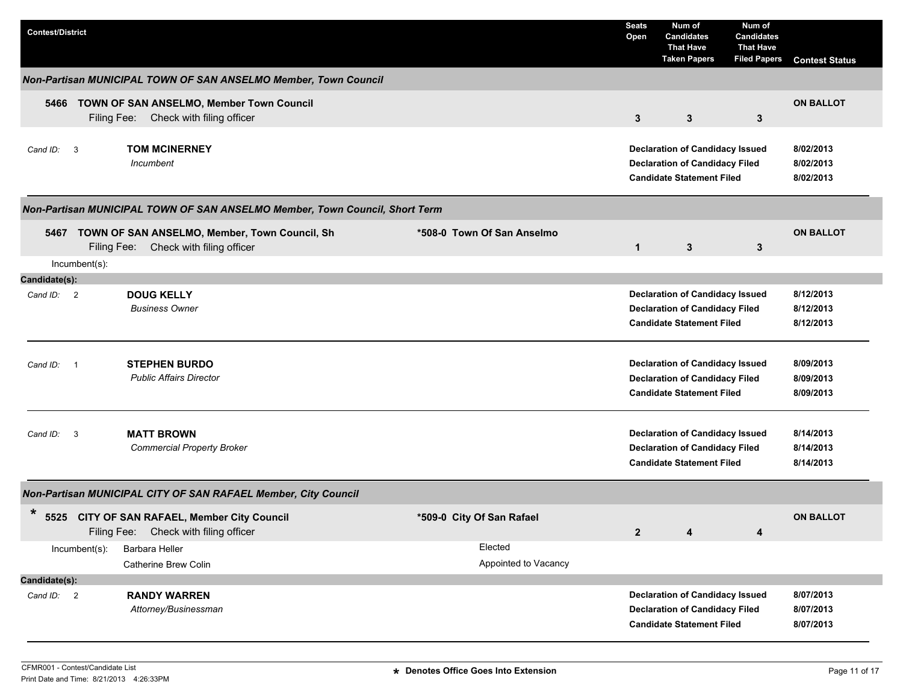| Contest/District | | Seats Open | Num of Candidates That Have Taken Papers | Num of Candidates That Have Filed Papers | Contest Status |
|---|---|---|---|---|---|

### *Non-Partisan MUNICIPAL TOWN OF SAN ANSELMO Member, Town Council*

**5466 TOWN OF SAN ANSELMO, Member Town Council**
Filing Fee: Check with filing officer

| Seats Open | Num of Candidates That Have Taken Papers | Num of Candidates That Have Filed Papers | Contest Status |
|---|---|---|---|
| 3 | 3 | 3 | ON BALLOT |

*Cand ID:* 3 **TOM MCINERNEY**
*Incumbent*

| | |
|---|---|
| **Declaration of Candidacy Issued** | **8/02/2013** |
| **Declaration of Candidacy Filed** | **8/02/2013** |
| **Candidate Statement Filed** | **8/02/2013** |

### *Non-Partisan MUNICIPAL TOWN OF SAN ANSELMO Member, Town Council, Short Term*

**5467 TOWN OF SAN ANSELMO, Member, Town Council, Sh** — **\*508-0 Town Of San Anselmo**
Filing Fee: Check with filing officer

| Seats Open | Num of Candidates That Have Taken Papers | Num of Candidates That Have Filed Papers | Contest Status |
|---|---|---|---|
| 1 | 3 | 3 | ON BALLOT |

Incumbent(s):

**Candidate(s):**

*Cand ID:* 2 **DOUG KELLY**
*Business Owner*

| | |
|---|---|
| **Declaration of Candidacy Issued** | **8/12/2013** |
| **Declaration of Candidacy Filed** | **8/12/2013** |
| **Candidate Statement Filed** | **8/12/2013** |

*Cand ID:* 1 **STEPHEN BURDO**
*Public Affairs Director*

| | |
|---|---|
| **Declaration of Candidacy Issued** | **8/09/2013** |
| **Declaration of Candidacy Filed** | **8/09/2013** |
| **Candidate Statement Filed** | **8/09/2013** |

*Cand ID:* 3 **MATT BROWN**
*Commercial Property Broker*

| | |
|---|---|
| **Declaration of Candidacy Issued** | **8/14/2013** |
| **Declaration of Candidacy Filed** | **8/14/2013** |
| **Candidate Statement Filed** | **8/14/2013** |

### *Non-Partisan MUNICIPAL CITY OF SAN RAFAEL Member, City Council*

**\* 5525 CITY OF SAN RAFAEL, Member City Council** — **\*509-0 City Of San Rafael**
Filing Fee: Check with filing officer

| Seats Open | Num of Candidates That Have Taken Papers | Num of Candidates That Have Filed Papers | Contest Status |
|---|---|---|---|
| 2 | 4 | 4 | ON BALLOT |

| Incumbent(s): | |
|---|---|
| Barbara Heller | Elected |
| Catherine Brew Colin | Appointed to Vacancy |

**Candidate(s):**

*Cand ID:* 2 **RANDY WARREN**
*Attorney/Businessman*

| | |
|---|---|
| **Declaration of Candidacy Issued** | **8/07/2013** |
| **Declaration of Candidacy Filed** | **8/07/2013** |
| **Candidate Statement Filed** | **8/07/2013** |

CFMR001 - Contest/Candidate List
Print Date and Time: 8/21/2013 4:26:33PM

\* Denotes Office Goes Into Extension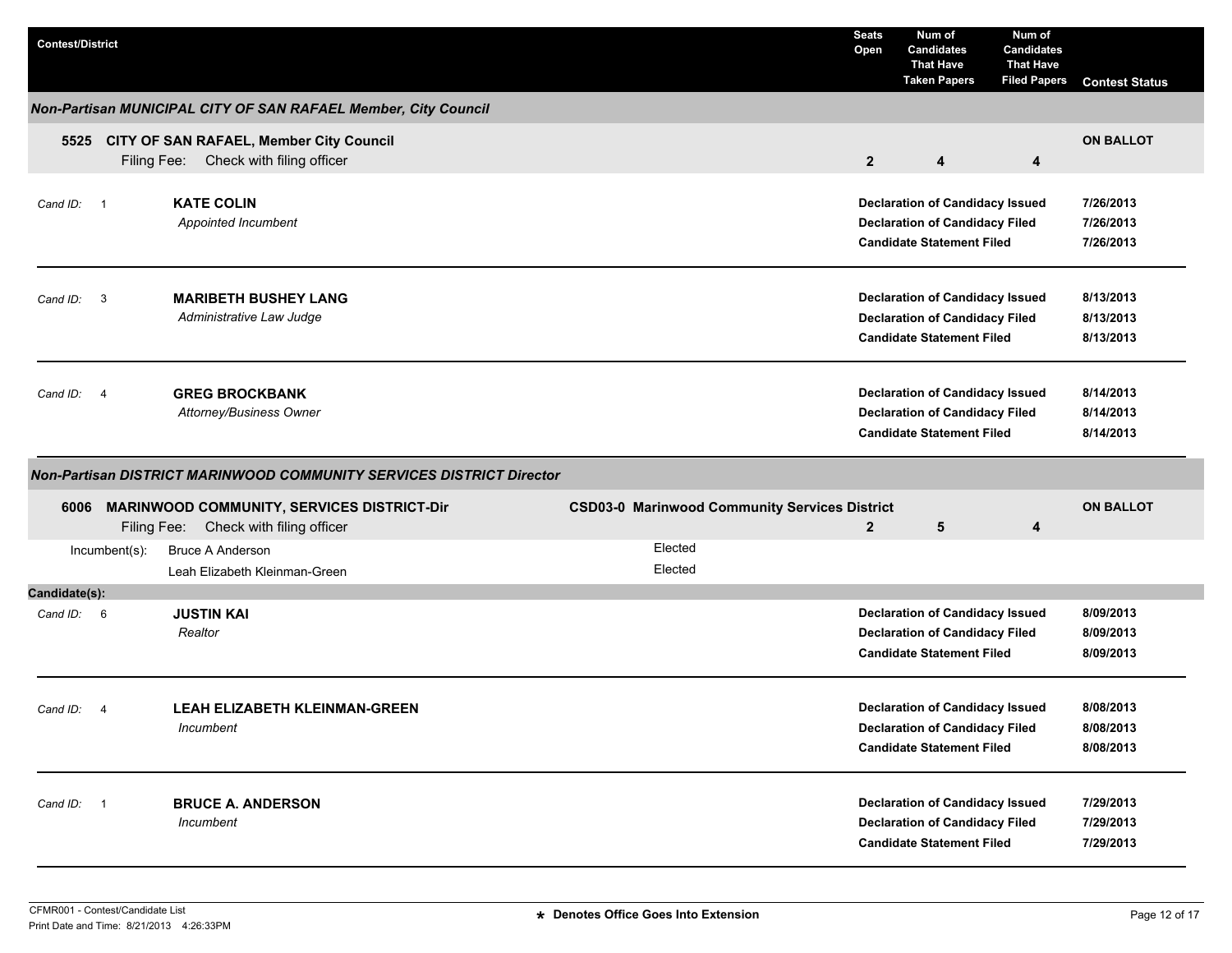| Contest/District | Seats Open | Num of Candidates That Have Taken Papers | Num of Candidates That Have Filed Papers | Contest Status |
|---|---|---|---|---|

### *Non-Partisan MUNICIPAL CITY OF SAN RAFAEL Member, City Council*

**5525 CITY OF SAN RAFAEL, Member City Council**
Filing Fee: Check with filing officer

| Seats Open | Num of Candidates That Have Taken Papers | Num of Candidates That Have Filed Papers | Contest Status |
|---|---|---|---|
| 2 | 4 | 4 | ON BALLOT |

| Cand ID | Candidate | Status | Date |
|---|---|---|---|
| 1 | **KATE COLIN** *Appointed Incumbent* | Declaration of Candidacy Issued | 7/26/2013 |
| | | Declaration of Candidacy Filed | 7/26/2013 |
| | | Candidate Statement Filed | 7/26/2013 |
| 3 | **MARIBETH BUSHEY LANG** *Administrative Law Judge* | Declaration of Candidacy Issued | 8/13/2013 |
| | | Declaration of Candidacy Filed | 8/13/2013 |
| | | Candidate Statement Filed | 8/13/2013 |
| 4 | **GREG BROCKBANK** *Attorney/Business Owner* | Declaration of Candidacy Issued | 8/14/2013 |
| | | Declaration of Candidacy Filed | 8/14/2013 |
| | | Candidate Statement Filed | 8/14/2013 |

### *Non-Partisan DISTRICT MARINWOOD COMMUNITY SERVICES DISTRICT Director*

**6006 MARINWOOD COMMUNITY, SERVICES DISTRICT-Dir** — **CSD03-0 Marinwood Community Services District**
Filing Fee: Check with filing officer

| Seats Open | Num of Candidates That Have Taken Papers | Num of Candidates That Have Filed Papers | Contest Status |
|---|---|---|---|
| 2 | 5 | 4 | ON BALLOT |

| Incumbent(s) | |
|---|---|
| Bruce A Anderson | Elected |
| Leah Elizabeth Kleinman-Green | Elected |

**Candidate(s):**

| Cand ID | Candidate | Status | Date |
|---|---|---|---|
| 6 | **JUSTIN KAI** *Realtor* | Declaration of Candidacy Issued | 8/09/2013 |
| | | Declaration of Candidacy Filed | 8/09/2013 |
| | | Candidate Statement Filed | 8/09/2013 |
| 4 | **LEAH ELIZABETH KLEINMAN-GREEN** *Incumbent* | Declaration of Candidacy Issued | 8/08/2013 |
| | | Declaration of Candidacy Filed | 8/08/2013 |
| | | Candidate Statement Filed | 8/08/2013 |
| 1 | **BRUCE A. ANDERSON** *Incumbent* | Declaration of Candidacy Issued | 7/29/2013 |
| | | Declaration of Candidacy Filed | 7/29/2013 |
| | | Candidate Statement Filed | 7/29/2013 |

CFMR001 - Contest/Candidate List
Print Date and Time: 8/21/2013 4:26:33PM

* Denotes Office Goes Into Extension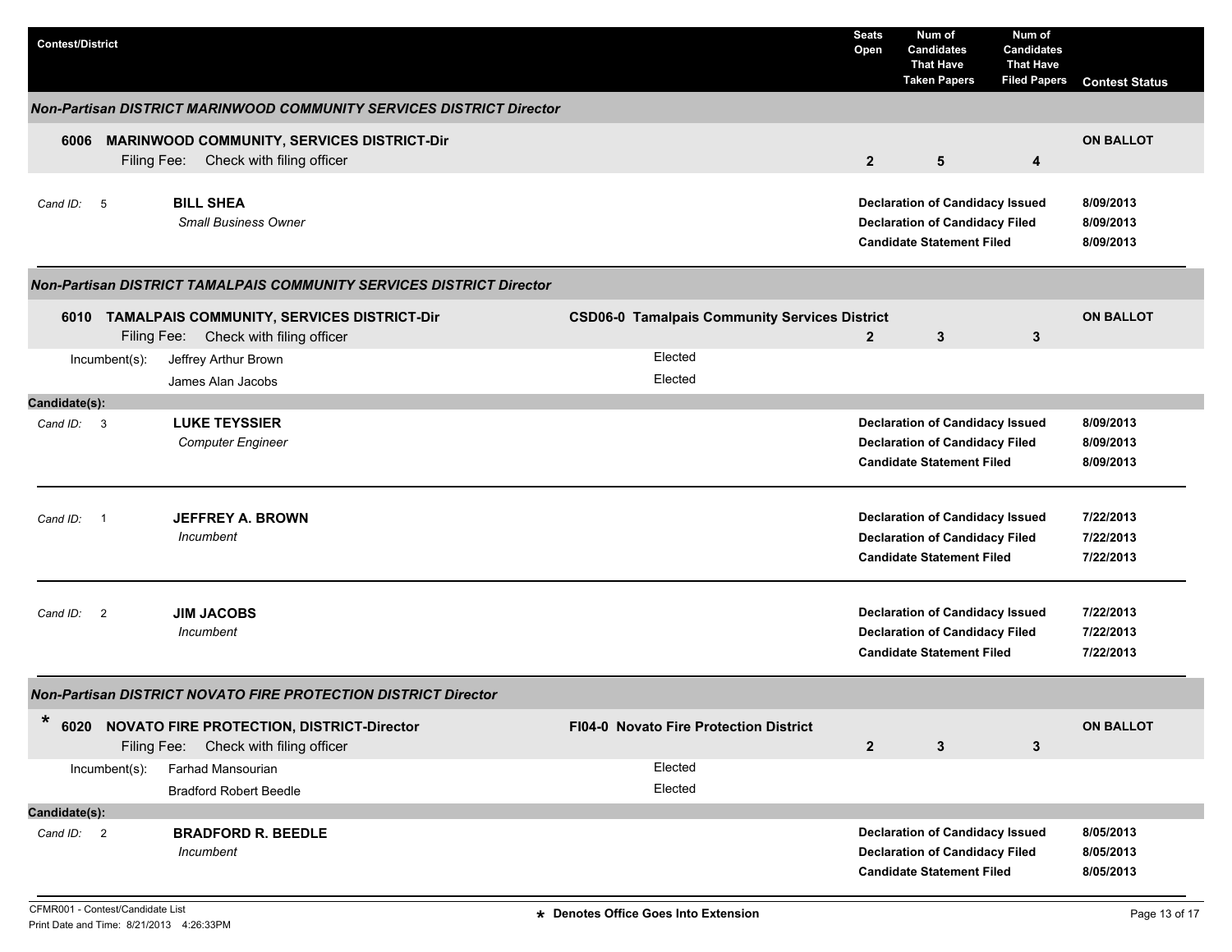| Contest/District | | Seats Open | Num of Candidates That Have Taken Papers | Num of Candidates That Have Filed Papers | Contest Status |
|---|---|---|---|---|---|

### *Non-Partisan DISTRICT MARINWOOD COMMUNITY SERVICES DISTRICT Director*

| | | Seats Open | Taken Papers | Filed Papers | Contest Status |
|---|---|---|---|---|---|
| **6006 MARINWOOD COMMUNITY, SERVICES DISTRICT-Dir** Filing Fee: Check with filing officer | | **2** | **5** | **4** | **ON BALLOT** |

| Cand ID | Candidate | Action | Date |
|---|---|---|---|
| 5 | **BILL SHEA** *Small Business Owner* | **Declaration of Candidacy Issued** | **8/09/2013** |
| | | **Declaration of Candidacy Filed** | **8/09/2013** |
| | | **Candidate Statement Filed** | **8/09/2013** |

### *Non-Partisan DISTRICT TAMALPAIS COMMUNITY SERVICES DISTRICT Director*

| | | Seats Open | Taken Papers | Filed Papers | Contest Status |
|---|---|---|---|---|---|
| **6010 TAMALPAIS COMMUNITY, SERVICES DISTRICT-Dir** Filing Fee: Check with filing officer | **CSD06-0 Tamalpais Community Services District** | **2** | **3** | **3** | **ON BALLOT** |

Incumbent(s):

| Incumbent | Status |
|---|---|
| Jeffrey Arthur Brown | Elected |
| James Alan Jacobs | Elected |

**Candidate(s):**

| Cand ID | Candidate | Action | Date |
|---|---|---|---|
| 3 | **LUKE TEYSSIER** *Computer Engineer* | **Declaration of Candidacy Issued** | **8/09/2013** |
| | | **Declaration of Candidacy Filed** | **8/09/2013** |
| | | **Candidate Statement Filed** | **8/09/2013** |
| 1 | **JEFFREY A. BROWN** *Incumbent* | **Declaration of Candidacy Issued** | **7/22/2013** |
| | | **Declaration of Candidacy Filed** | **7/22/2013** |
| | | **Candidate Statement Filed** | **7/22/2013** |
| 2 | **JIM JACOBS** *Incumbent* | **Declaration of Candidacy Issued** | **7/22/2013** |
| | | **Declaration of Candidacy Filed** | **7/22/2013** |
| | | **Candidate Statement Filed** | **7/22/2013** |

### *Non-Partisan DISTRICT NOVATO FIRE PROTECTION DISTRICT Director*

| | | Seats Open | Taken Papers | Filed Papers | Contest Status |
|---|---|---|---|---|---|
| * **6020 NOVATO FIRE PROTECTION, DISTRICT-Director** Filing Fee: Check with filing officer | **FI04-0 Novato Fire Protection District** | **2** | **3** | **3** | **ON BALLOT** |

Incumbent(s):

| Incumbent | Status |
|---|---|
| Farhad Mansourian | Elected |
| Bradford Robert Beedle | Elected |

**Candidate(s):**

| Cand ID | Candidate | Action | Date |
|---|---|---|---|
| 2 | **BRADFORD R. BEEDLE** *Incumbent* | **Declaration of Candidacy Issued** | **8/05/2013** |
| | | **Declaration of Candidacy Filed** | **8/05/2013** |
| | | **Candidate Statement Filed** | **8/05/2013** |

CFMR001 - Contest/Candidate List
Print Date and Time: 8/21/2013 4:26:33PM

**\* Denotes Office Goes Into Extension**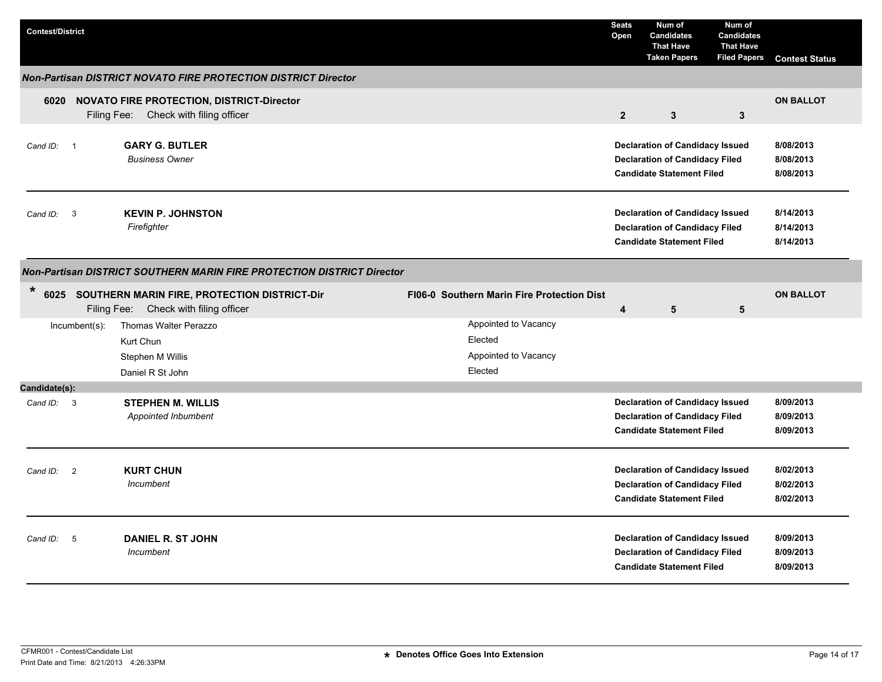| Contest/District | | Seats Open | Num of Candidates That Have Taken Papers | Num of Candidates That Have Filed Papers | Contest Status |
|---|---|---|---|---|---|

### *Non-Partisan DISTRICT NOVATO FIRE PROTECTION DISTRICT Director*

| Contest/District | | Seats Open | Num of Candidates That Have Taken Papers | Num of Candidates That Have Filed Papers | Contest Status |
|---|---|---|---|---|---|
| **6020 NOVATO FIRE PROTECTION, DISTRICT-Director** Filing Fee: Check with filing officer | | **2** | **3** | **3** | **ON BALLOT** |

*Cand ID:* 1 **GARY G. BUTLER**
*Business Owner*

| | |
|---|---|
| **Declaration of Candidacy Issued** | **8/08/2013** |
| **Declaration of Candidacy Filed** | **8/08/2013** |
| **Candidate Statement Filed** | **8/08/2013** |

---

*Cand ID:* 3 **KEVIN P. JOHNSTON**
*Firefighter*

| | |
|---|---|
| **Declaration of Candidacy Issued** | **8/14/2013** |
| **Declaration of Candidacy Filed** | **8/14/2013** |
| **Candidate Statement Filed** | **8/14/2013** |

---

### *Non-Partisan DISTRICT SOUTHERN MARIN FIRE PROTECTION DISTRICT Director*

| Contest/District | | Seats Open | Num of Candidates That Have Taken Papers | Num of Candidates That Have Filed Papers | Contest Status |
|---|---|---|---|---|---|
| * **6025 SOUTHERN MARIN FIRE, PROTECTION DISTRICT-Dir** Filing Fee: Check with filing officer | **FI06-0 Southern Marin Fire Protection Dist** | **4** | **5** | **5** | **ON BALLOT** |

Incumbent(s):

| Incumbent | Status |
|---|---|
| Thomas Walter Perazzo | Appointed to Vacancy |
| Kurt Chun | Elected |
| Stephen M Willis | Appointed to Vacancy |
| Daniel R St John | Elected |

**Candidate(s):**

*Cand ID:* 3 **STEPHEN M. WILLIS**
*Appointed Inbumbent*

| | |
|---|---|
| **Declaration of Candidacy Issued** | **8/09/2013** |
| **Declaration of Candidacy Filed** | **8/09/2013** |
| **Candidate Statement Filed** | **8/09/2013** |

---

*Cand ID:* 2 **KURT CHUN**
*Incumbent*

| | |
|---|---|
| **Declaration of Candidacy Issued** | **8/02/2013** |
| **Declaration of Candidacy Filed** | **8/02/2013** |
| **Candidate Statement Filed** | **8/02/2013** |

---

*Cand ID:* 5 **DANIEL R. ST JOHN**
*Incumbent*

| | |
|---|---|
| **Declaration of Candidacy Issued** | **8/09/2013** |
| **Declaration of Candidacy Filed** | **8/09/2013** |
| **Candidate Statement Filed** | **8/09/2013** |

---

**\* Denotes Office Goes Into Extension**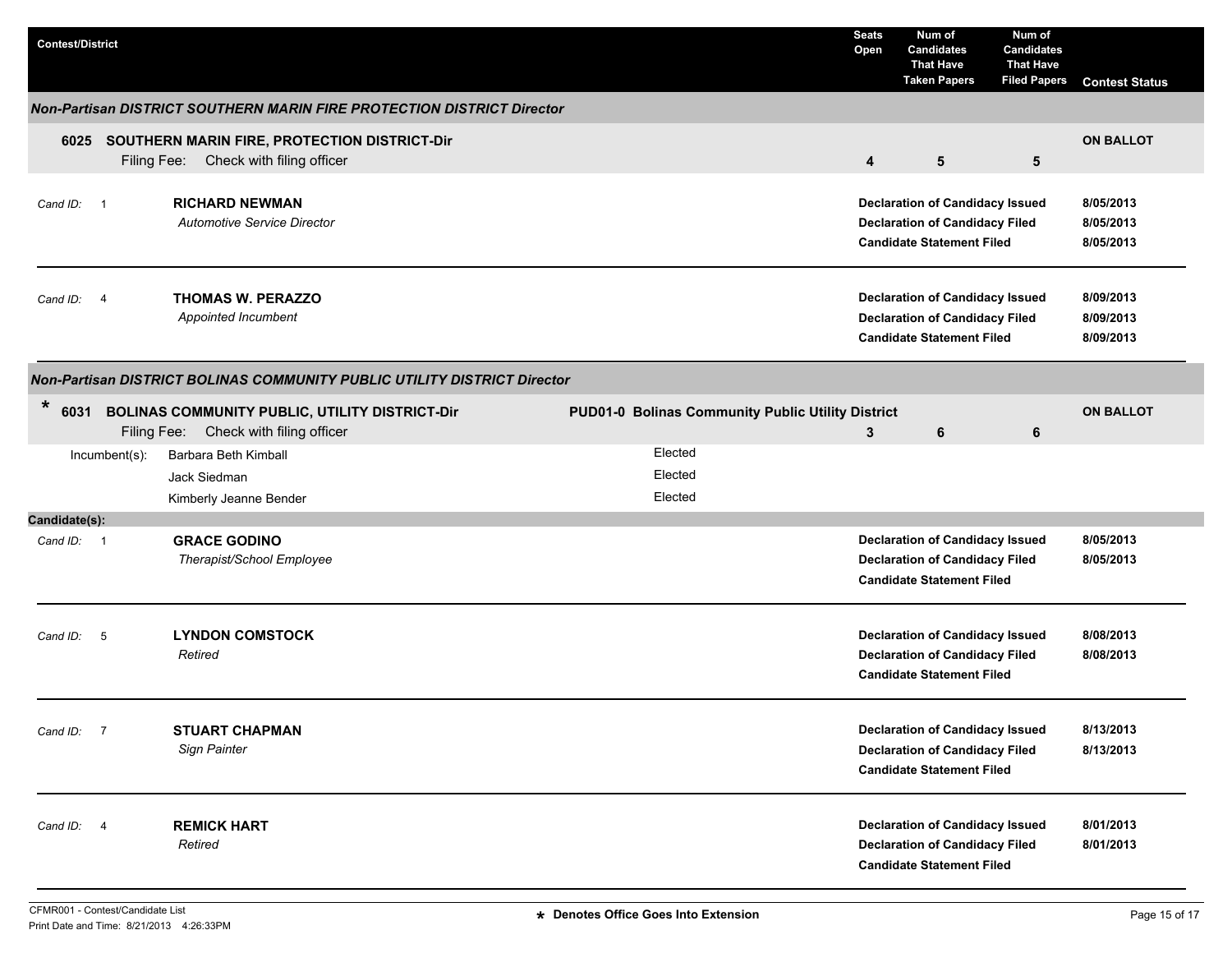| Contest/District | | Seats Open | Num of Candidates That Have Taken Papers | Num of Candidates That Have Filed Papers | Contest Status |
|---|---|---|---|---|---|

***Non-Partisan DISTRICT SOUTHERN MARIN FIRE PROTECTION DISTRICT Director***

| | | Seats Open | Taken Papers | Filed Papers | Contest Status |
|---|---|---|---|---|---|
| **6025 SOUTHERN MARIN FIRE, PROTECTION DISTRICT-Dir** | Filing Fee: Check with filing officer | **4** | **5** | **5** | **ON BALLOT** |

| Cand ID | Candidate | Action | Date |
|---|---|---|---|
| 1 | **RICHARD NEWMAN**<br>*Automotive Service Director* | **Declaration of Candidacy Issued** | **8/05/2013** |
| | | **Declaration of Candidacy Filed** | **8/05/2013** |
| | | **Candidate Statement Filed** | **8/05/2013** |
| 4 | **THOMAS W. PERAZZO**<br>*Appointed Incumbent* | **Declaration of Candidacy Issued** | **8/09/2013** |
| | | **Declaration of Candidacy Filed** | **8/09/2013** |
| | | **Candidate Statement Filed** | **8/09/2013** |

***Non-Partisan DISTRICT BOLINAS COMMUNITY PUBLIC UTILITY DISTRICT Director***

| | | | Seats Open | Taken Papers | Filed Papers | Contest Status |
|---|---|---|---|---|---|---|
| * **6031 BOLINAS COMMUNITY PUBLIC, UTILITY DISTRICT-Dir** | Filing Fee: Check with filing officer | **PUD01-0 Bolinas Community Public Utility District** | **3** | **6** | **6** | **ON BALLOT** |

| Incumbent(s): | |
|---|---|
| Barbara Beth Kimball | Elected |
| Jack Siedman | Elected |
| Kimberly Jeanne Bender | Elected |

**Candidate(s):**

| Cand ID | Candidate | Action | Date |
|---|---|---|---|
| 1 | **GRACE GODINO**<br>*Therapist/School Employee* | **Declaration of Candidacy Issued** | **8/05/2013** |
| | | **Declaration of Candidacy Filed** | **8/05/2013** |
| | | **Candidate Statement Filed** | |
| 5 | **LYNDON COMSTOCK**<br>*Retired* | **Declaration of Candidacy Issued** | **8/08/2013** |
| | | **Declaration of Candidacy Filed** | **8/08/2013** |
| | | **Candidate Statement Filed** | |
| 7 | **STUART CHAPMAN**<br>*Sign Painter* | **Declaration of Candidacy Issued** | **8/13/2013** |
| | | **Declaration of Candidacy Filed** | **8/13/2013** |
| | | **Candidate Statement Filed** | |
| 4 | **REMICK HART**<br>*Retired* | **Declaration of Candidacy Issued** | **8/01/2013** |
| | | **Declaration of Candidacy Filed** | **8/01/2013** |
| | | **Candidate Statement Filed** | |

CFMR001 - Contest/Candidate List
Print Date and Time: 8/21/2013 4:26:33PM

**\* Denotes Office Goes Into Extension**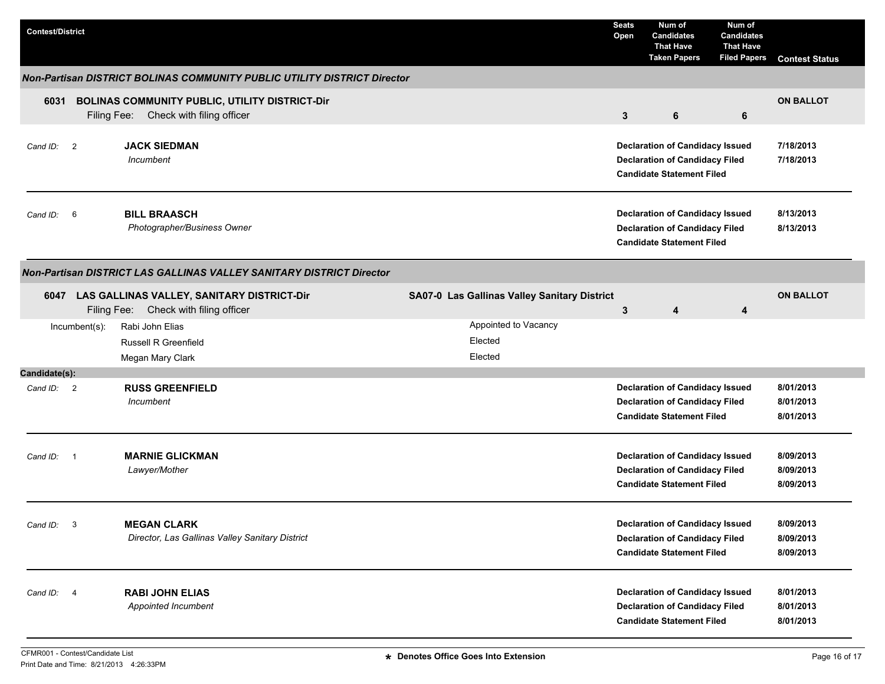| Contest/District | | Seats Open | Num of Candidates That Have Taken Papers | Num of Candidates That Have Filed Papers | Contest Status |
|---|---|---|---|---|---|

## *Non-Partisan DISTRICT BOLINAS COMMUNITY PUBLIC UTILITY DISTRICT Director*

| | | Seats Open | Taken Papers | Filed Papers | Contest Status |
|---|---|---|---|---|---|
| **6031 BOLINAS COMMUNITY PUBLIC, UTILITY DISTRICT-Dir** | Filing Fee: Check with filing officer | **3** | **6** | **6** | **ON BALLOT** |

| Cand ID | Candidate | Status | Date |
|---|---|---|---|
| 2 | **JACK SIEDMAN** *Incumbent* | **Declaration of Candidacy Issued** | **7/18/2013** |
| | | **Declaration of Candidacy Filed** | **7/18/2013** |
| | | **Candidate Statement Filed** | |
| 6 | **BILL BRAASCH** *Photographer/Business Owner* | **Declaration of Candidacy Issued** | **8/13/2013** |
| | | **Declaration of Candidacy Filed** | **8/13/2013** |
| | | **Candidate Statement Filed** | |

## *Non-Partisan DISTRICT LAS GALLINAS VALLEY SANITARY DISTRICT Director*

| | | | Seats Open | Taken Papers | Filed Papers | Contest Status |
|---|---|---|---|---|---|---|
| **6047 LAS GALLINAS VALLEY, SANITARY DISTRICT-Dir** | Filing Fee: Check with filing officer | **SA07-0 Las Gallinas Valley Sanitary District** | **3** | **4** | **4** | **ON BALLOT** |

| Incumbent(s): | |
|---|---|
| Rabi John Elias | Appointed to Vacancy |
| Russell R Greenfield | Elected |
| Megan Mary Clark | Elected |

**Candidate(s):**

| Cand ID | Candidate | Status | Date |
|---|---|---|---|
| 2 | **RUSS GREENFIELD** *Incumbent* | **Declaration of Candidacy Issued** | **8/01/2013** |
| | | **Declaration of Candidacy Filed** | **8/01/2013** |
| | | **Candidate Statement Filed** | **8/01/2013** |
| 1 | **MARNIE GLICKMAN** *Lawyer/Mother* | **Declaration of Candidacy Issued** | **8/09/2013** |
| | | **Declaration of Candidacy Filed** | **8/09/2013** |
| | | **Candidate Statement Filed** | **8/09/2013** |
| 3 | **MEGAN CLARK** *Director, Las Gallinas Valley Sanitary District* | **Declaration of Candidacy Issued** | **8/09/2013** |
| | | **Declaration of Candidacy Filed** | **8/09/2013** |
| | | **Candidate Statement Filed** | **8/09/2013** |
| 4 | **RABI JOHN ELIAS** *Appointed Incumbent* | **Declaration of Candidacy Issued** | **8/01/2013** |
| | | **Declaration of Candidacy Filed** | **8/01/2013** |
| | | **Candidate Statement Filed** | **8/01/2013** |

CFMR001 - Contest/Candidate List
Print Date and Time: 8/21/2013 4:26:33PM

* Denotes Office Goes Into Extension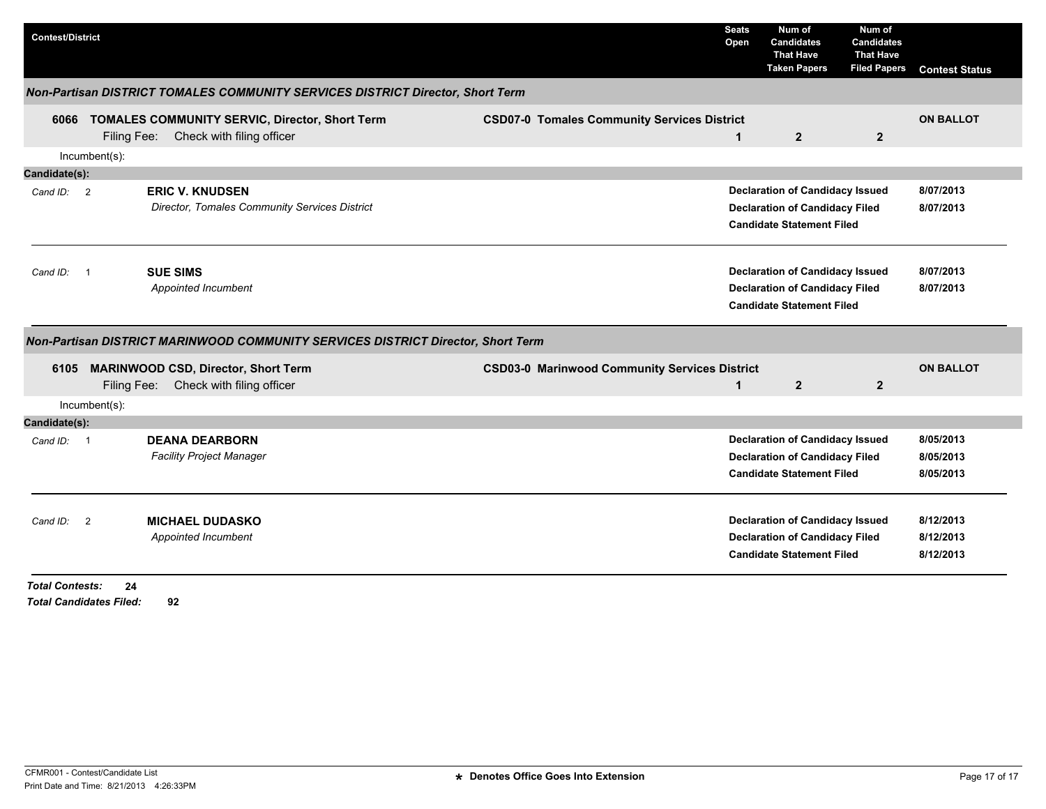| Contest/District | | Seats Open | Num of Candidates That Have Taken Papers | Num of Candidates That Have Filed Papers | Contest Status |
|---|---|---|---|---|---|

### *Non-Partisan DISTRICT TOMALES COMMUNITY SERVICES DISTRICT Director, Short Term*

| Contest/District | | Seats Open | Num of Candidates That Have Taken Papers | Num of Candidates That Have Filed Papers | Contest Status |
|---|---|---|---|---|---|
| **6066 TOMALES COMMUNITY SERVIC, Director, Short Term**<br>Filing Fee: Check with filing officer | **CSD07-0 Tomales Community Services District** | **1** | **2** | **2** | **ON BALLOT** |

Incumbent(s):

**Candidate(s):**

| Cand ID | Candidate | Status | Date |
|---|---|---|---|
| 2 | **ERIC V. KNUDSEN**<br>*Director, Tomales Community Services District* | **Declaration of Candidacy Issued** | **8/07/2013** |
| | | **Declaration of Candidacy Filed** | **8/07/2013** |
| | | **Candidate Statement Filed** | |
| 1 | **SUE SIMS**<br>*Appointed Incumbent* | **Declaration of Candidacy Issued** | **8/07/2013** |
| | | **Declaration of Candidacy Filed** | **8/07/2013** |
| | | **Candidate Statement Filed** | |

### *Non-Partisan DISTRICT MARINWOOD COMMUNITY SERVICES DISTRICT Director, Short Term*

| Contest/District | | Seats Open | Num of Candidates That Have Taken Papers | Num of Candidates That Have Filed Papers | Contest Status |
|---|---|---|---|---|---|
| **6105 MARINWOOD CSD, Director, Short Term**<br>Filing Fee: Check with filing officer | **CSD03-0 Marinwood Community Services District** | **1** | **2** | **2** | **ON BALLOT** |

Incumbent(s):

**Candidate(s):**

| Cand ID | Candidate | Status | Date |
|---|---|---|---|
| 1 | **DEANA DEARBORN**<br>*Facility Project Manager* | **Declaration of Candidacy Issued** | **8/05/2013** |
| | | **Declaration of Candidacy Filed** | **8/05/2013** |
| | | **Candidate Statement Filed** | **8/05/2013** |
| 2 | **MICHAEL DUDASKO**<br>*Appointed Incumbent* | **Declaration of Candidacy Issued** | **8/12/2013** |
| | | **Declaration of Candidacy Filed** | **8/12/2013** |
| | | **Candidate Statement Filed** | **8/12/2013** |

***Total Contests:*** **24**

***Total Candidates Filed:*** **92**

CFMR001 - Contest/Candidate List
Print Date and Time: 8/21/2013 4:26:33PM

**\* Denotes Office Goes Into Extension**